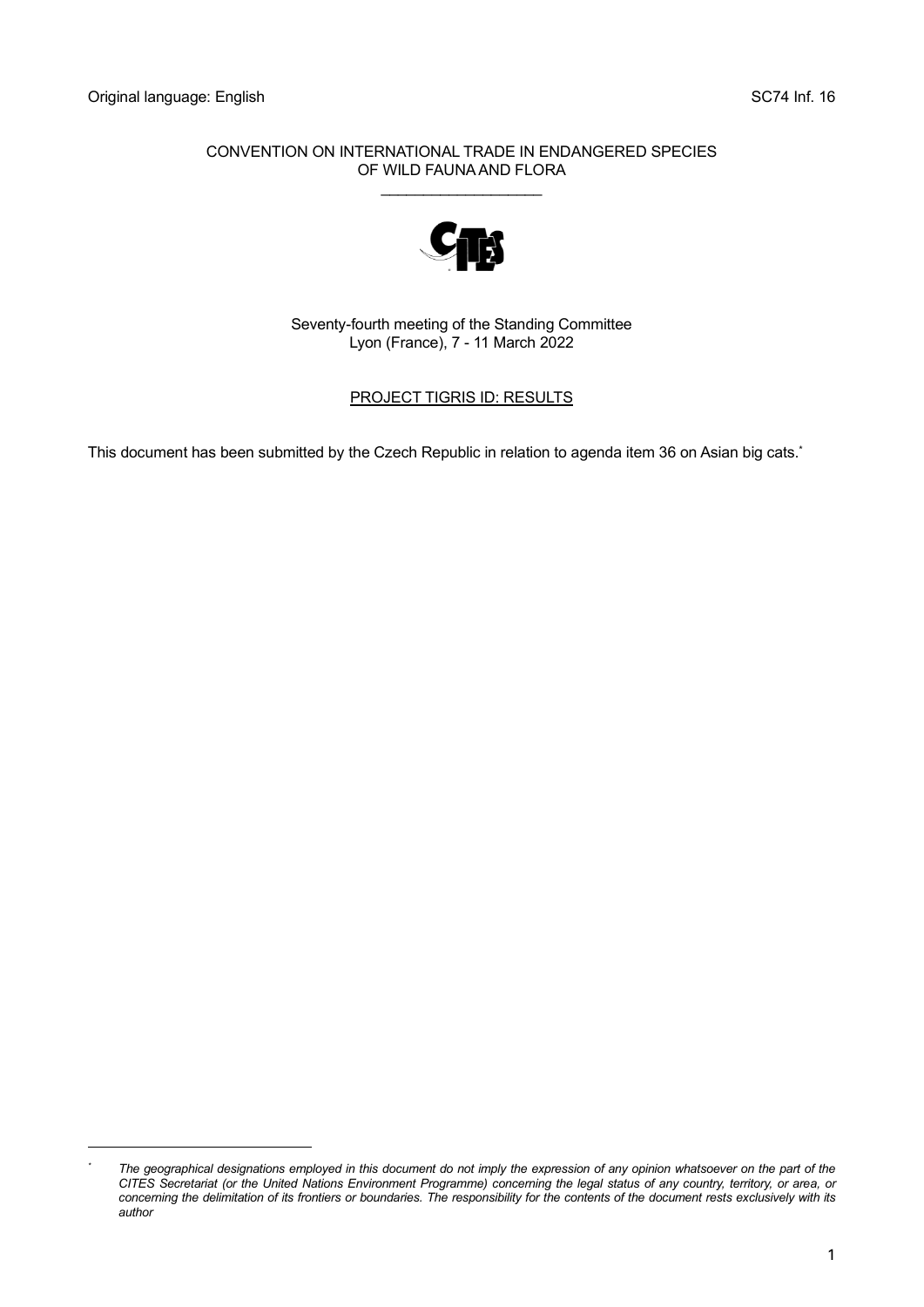Original language: English SC74 Inf. 16

CONVENTION ON INTERNATIONAL TRADE IN ENDANGERED SPECIES OF WILD FAUNA AND FLORA

\_\_\_\_\_\_\_\_\_\_\_\_\_\_\_\_\_\_\_\_

Seventy-fourth meeting of the Standing Committee
Lyon (France), 7 - 11 March 2022

## PROJECT TIGRIS ID: RESULTS

This document has been submitted by the Czech Republic in relation to agenda item 36 on Asian big cats.*

---

\* *The geographical designations employed in this document do not imply the expression of any opinion whatsoever on the part of the CITES Secretariat (or the United Nations Environment Programme) concerning the legal status of any country, territory, or area, or concerning the delimitation of its frontiers or boundaries. The responsibility for the contents of the document rests exclusively with its author*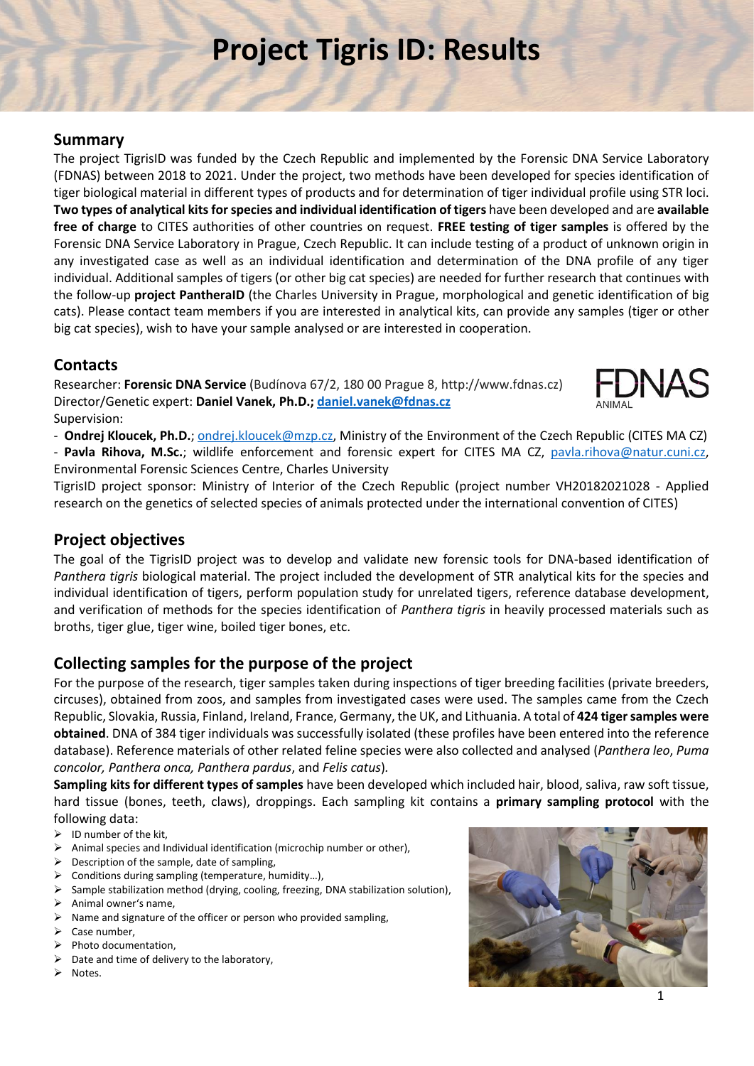# Project Tigris ID: Results

## Summary

The project TigrisID was funded by the Czech Republic and implemented by the Forensic DNA Service Laboratory (FDNAS) between 2018 to 2021. Under the project, two methods have been developed for species identification of tiger biological material in different types of products and for determination of tiger individual profile using STR loci. **Two types of analytical kits for species and individual identification of tigers** have been developed and are **available free of charge** to CITES authorities of other countries on request. **FREE testing of tiger samples** is offered by the Forensic DNA Service Laboratory in Prague, Czech Republic. It can include testing of a product of unknown origin in any investigated case as well as an individual identification and determination of the DNA profile of any tiger individual. Additional samples of tigers (or other big cat species) are needed for further research that continues with the follow-up **project PantheraID** (the Charles University in Prague, morphological and genetic identification of big cats). Please contact team members if you are interested in analytical kits, can provide any samples (tiger or other big cat species), wish to have your sample analysed or are interested in cooperation.

## Contacts

Researcher: **Forensic DNA Service** (Budínova 67/2, 180 00 Prague 8, http://www.fdnas.cz)
Director/Genetic expert: **Daniel Vanek, Ph.D.; daniel.vanek@fdnas.cz**
Supervision:
- **Ondrej Kloucek, Ph.D.**; ondrej.kloucek@mzp.cz, Ministry of the Environment of the Czech Republic (CITES MA CZ)
- **Pavla Rihova, M.Sc.**; wildlife enforcement and forensic expert for CITES MA CZ, pavla.rihova@natur.cuni.cz, Environmental Forensic Sciences Centre, Charles University

TigrisID project sponsor: Ministry of Interior of the Czech Republic (project number VH20182021028 - Applied research on the genetics of selected species of animals protected under the international convention of CITES)

## Project objectives

The goal of the TigrisID project was to develop and validate new forensic tools for DNA-based identification of *Panthera tigris* biological material. The project included the development of STR analytical kits for the species and individual identification of tigers, perform population study for unrelated tigers, reference database development, and verification of methods for the species identification of *Panthera tigris* in heavily processed materials such as broths, tiger glue, tiger wine, boiled tiger bones, etc.

## Collecting samples for the purpose of the project

For the purpose of the research, tiger samples taken during inspections of tiger breeding facilities (private breeders, circuses), obtained from zoos, and samples from investigated cases were used. The samples came from the Czech Republic, Slovakia, Russia, Finland, Ireland, France, Germany, the UK, and Lithuania. A total of **424 tiger samples were obtained**. DNA of 384 tiger individuals was successfully isolated (these profiles have been entered into the reference database). Reference materials of other related feline species were also collected and analysed (*Panthera leo*, *Puma concolor, Panthera onca, Panthera pardus*, and *Felis catus*).

**Sampling kits for different types of samples** have been developed which included hair, blood, saliva, raw soft tissue, hard tissue (bones, teeth, claws), droppings. Each sampling kit contains a **primary sampling protocol** with the following data:

- ID number of the kit,
- Animal species and Individual identification (microchip number or other),
- Description of the sample, date of sampling,
- Conditions during sampling (temperature, humidity…),
- Sample stabilization method (drying, cooling, freezing, DNA stabilization solution),
- Animal owner's name,
- Name and signature of the officer or person who provided sampling,
- Case number,
- Photo documentation,
- Date and time of delivery to the laboratory,
- Notes.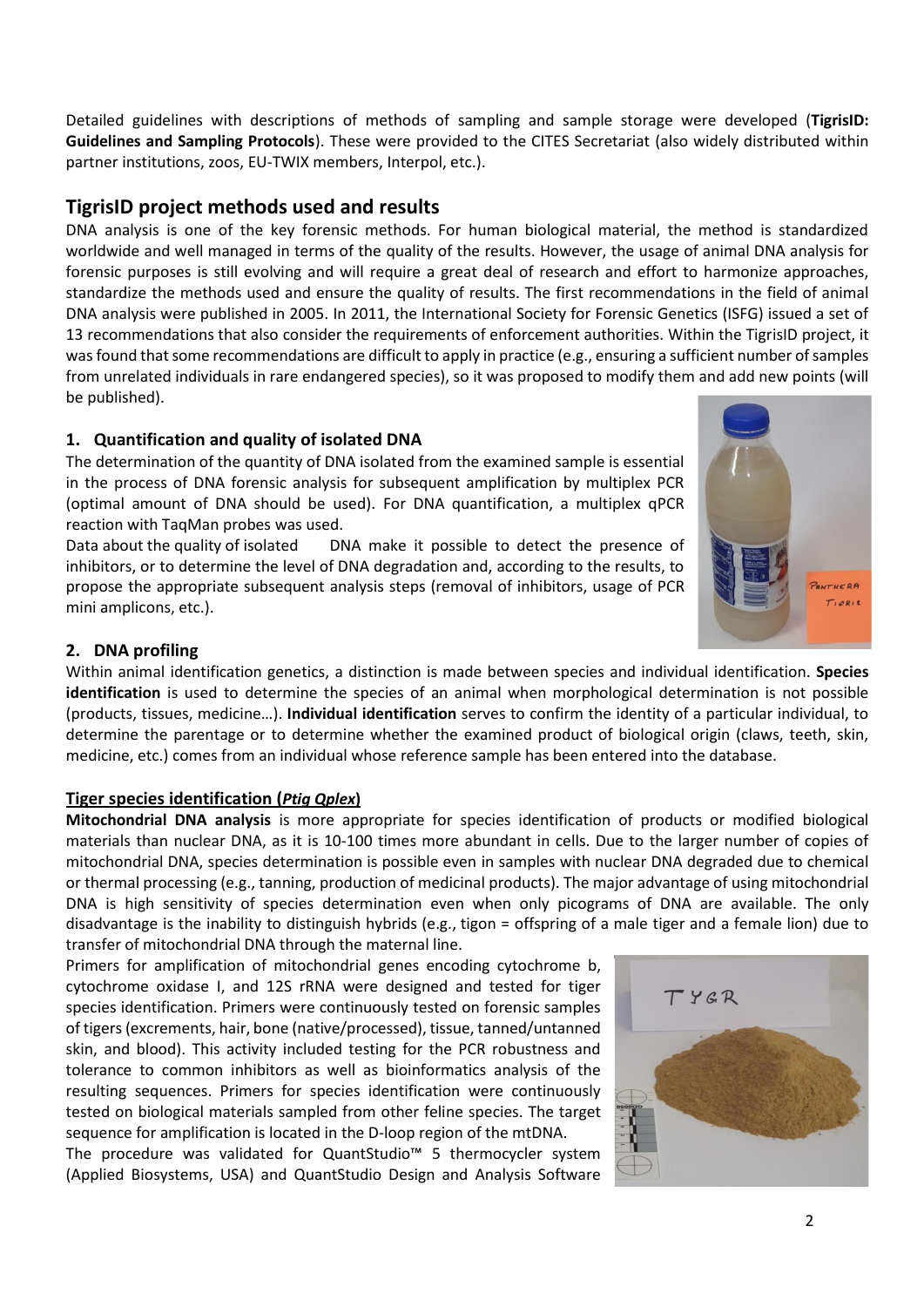Detailed guidelines with descriptions of methods of sampling and sample storage were developed (**TigrisID: Guidelines and Sampling Protocols**). These were provided to the CITES Secretariat (also widely distributed within partner institutions, zoos, EU-TWIX members, Interpol, etc.).

## TigrisID project methods used and results

DNA analysis is one of the key forensic methods. For human biological material, the method is standardized worldwide and well managed in terms of the quality of the results. However, the usage of animal DNA analysis for forensic purposes is still evolving and will require a great deal of research and effort to harmonize approaches, standardize the methods used and ensure the quality of results. The first recommendations in the field of animal DNA analysis were published in 2005. In 2011, the International Society for Forensic Genetics (ISFG) issued a set of 13 recommendations that also consider the requirements of enforcement authorities. Within the TigrisID project, it was found that some recommendations are difficult to apply in practice (e.g., ensuring a sufficient number of samples from unrelated individuals in rare endangered species), so it was proposed to modify them and add new points (will be published).

### 1. Quantification and quality of isolated DNA

The determination of the quantity of DNA isolated from the examined sample is essential in the process of DNA forensic analysis for subsequent amplification by multiplex PCR (optimal amount of DNA should be used). For DNA quantification, a multiplex qPCR reaction with TaqMan probes was used.

Data about the quality of isolated DNA make it possible to detect the presence of inhibitors, or to determine the level of DNA degradation and, according to the results, to propose the appropriate subsequent analysis steps (removal of inhibitors, usage of PCR mini amplicons, etc.).

### 2. DNA profiling

Within animal identification genetics, a distinction is made between species and individual identification. **Species identification** is used to determine the species of an animal when morphological determination is not possible (products, tissues, medicine…). **Individual identification** serves to confirm the identity of a particular individual, to determine the parentage or to determine whether the examined product of biological origin (claws, teeth, skin, medicine, etc.) comes from an individual whose reference sample has been entered into the database.

#### Tiger species identification (*Ptig Qplex*)

**Mitochondrial DNA analysis** is more appropriate for species identification of products or modified biological materials than nuclear DNA, as it is 10-100 times more abundant in cells. Due to the larger number of copies of mitochondrial DNA, species determination is possible even in samples with nuclear DNA degraded due to chemical or thermal processing (e.g., tanning, production of medicinal products). The major advantage of using mitochondrial DNA is high sensitivity of species determination even when only picograms of DNA are available. The only disadvantage is the inability to distinguish hybrids (e.g., tigon = offspring of a male tiger and a female lion) due to transfer of mitochondrial DNA through the maternal line.

Primers for amplification of mitochondrial genes encoding cytochrome b, cytochrome oxidase I, and 12S rRNA were designed and tested for tiger species identification. Primers were continuously tested on forensic samples of tigers (excrements, hair, bone (native/processed), tissue, tanned/untanned skin, and blood). This activity included testing for the PCR robustness and tolerance to common inhibitors as well as bioinformatics analysis of the resulting sequences. Primers for species identification were continuously tested on biological materials sampled from other feline species. The target sequence for amplification is located in the D-loop region of the mtDNA.

The procedure was validated for QuantStudio™ 5 thermocycler system (Applied Biosystems, USA) and QuantStudio Design and Analysis Software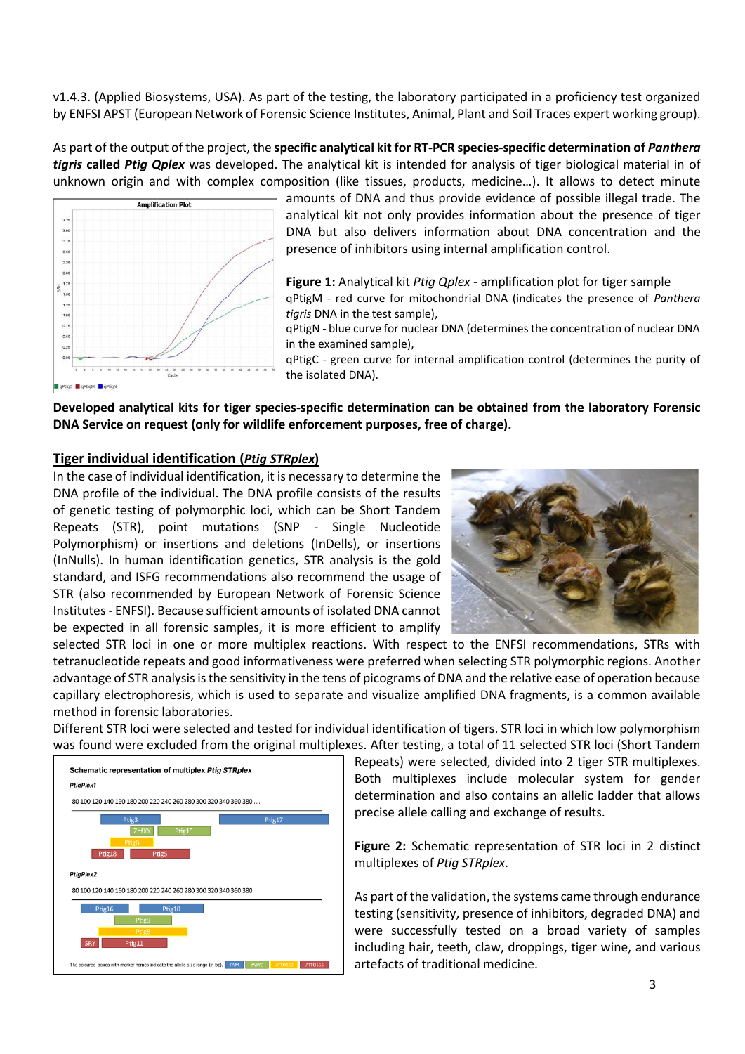v1.4.3. (Applied Biosystems, USA). As part of the testing, the laboratory participated in a proficiency test organized by ENFSI APST (European Network of Forensic Science Institutes, Animal, Plant and Soil Traces expert working group).

As part of the output of the project, the **specific analytical kit for RT-PCR species-specific determination of *Panthera tigris* called *Ptig Qplex*** was developed. The analytical kit is intended for analysis of tiger biological material in of unknown origin and with complex composition (like tissues, products, medicine…). It allows to detect minute amounts of DNA and thus provide evidence of possible illegal trade. The analytical kit not only provides information about the presence of tiger DNA but also delivers information about DNA concentration and the presence of inhibitors using internal amplification control.

**Figure 1:** Analytical kit *Ptig Qplex* - amplification plot for tiger sample
qPtigM - red curve for mitochondrial DNA (indicates the presence of *Panthera tigris* DNA in the test sample),
qPtigN - blue curve for nuclear DNA (determines the concentration of nuclear DNA in the examined sample),
qPtigC - green curve for internal amplification control (determines the purity of the isolated DNA).

**Developed analytical kits for tiger species-specific determination can be obtained from the laboratory Forensic DNA Service on request (only for wildlife enforcement purposes, free of charge).**

## Tiger individual identification (*Ptig STRplex*)

In the case of individual identification, it is necessary to determine the DNA profile of the individual. The DNA profile consists of the results of genetic testing of polymorphic loci, which can be Short Tandem Repeats (STR), point mutations (SNP - Single Nucleotide Polymorphism) or insertions and deletions (InDells), or insertions (InNulls). In human identification genetics, STR analysis is the gold standard, and ISFG recommendations also recommend the usage of STR (also recommended by European Network of Forensic Science Institutes - ENFSI). Because sufficient amounts of isolated DNA cannot be expected in all forensic samples, it is more efficient to amplify selected STR loci in one or more multiplex reactions. With respect to the ENFSI recommendations, STRs with tetranucleotide repeats and good informativeness were preferred when selecting STR polymorphic regions. Another advantage of STR analysis is the sensitivity in the tens of picograms of DNA and the relative ease of operation because capillary electrophoresis, which is used to separate and visualize amplified DNA fragments, is a common available method in forensic laboratories.

Different STR loci were selected and tested for individual identification of tigers. STR loci in which low polymorphism was found were excluded from the original multiplexes. After testing, a total of 11 selected STR loci (Short Tandem Repeats) were selected, divided into 2 tiger STR multiplexes. Both multiplexes include molecular system for gender determination and also contains an allelic ladder that allows precise allele calling and exchange of results.

**Figure 2:** Schematic representation of STR loci in 2 distinct multiplexes of *Ptig STRplex*.

As part of the validation, the systems came through endurance testing (sensitivity, presence of inhibitors, degraded DNA) and were successfully tested on a broad variety of samples including hair, teeth, claw, droppings, tiger wine, and various artefacts of traditional medicine.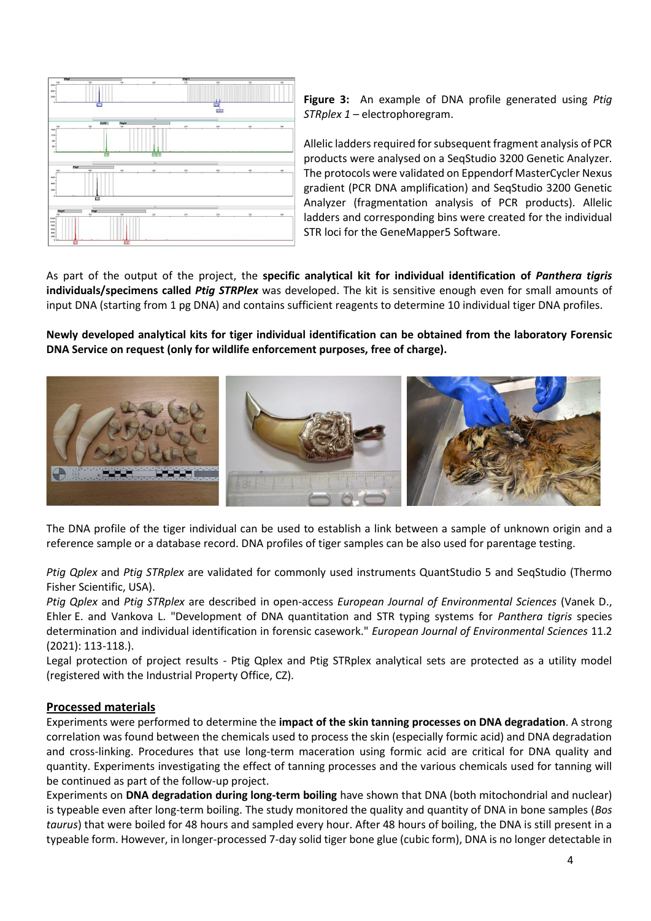**Figure 3:** An example of DNA profile generated using *Ptig STRplex 1* – electrophoregram.

Allelic ladders required for subsequent fragment analysis of PCR products were analysed on a SeqStudio 3200 Genetic Analyzer. The protocols were validated on Eppendorf MasterCycler Nexus gradient (PCR DNA amplification) and SeqStudio 3200 Genetic Analyzer (fragmentation analysis of PCR products). Allelic ladders and corresponding bins were created for the individual STR loci for the GeneMapper5 Software.

As part of the output of the project, the **specific analytical kit for individual identification of *Panthera tigris* individuals/specimens called *Ptig STRPlex*** was developed. The kit is sensitive enough even for small amounts of input DNA (starting from 1 pg DNA) and contains sufficient reagents to determine 10 individual tiger DNA profiles.

**Newly developed analytical kits for tiger individual identification can be obtained from the laboratory Forensic DNA Service on request (only for wildlife enforcement purposes, free of charge).**

The DNA profile of the tiger individual can be used to establish a link between a sample of unknown origin and a reference sample or a database record. DNA profiles of tiger samples can be also used for parentage testing.

*Ptig Qplex* and *Ptig STRplex* are validated for commonly used instruments QuantStudio 5 and SeqStudio (Thermo Fisher Scientific, USA).
*Ptig Qplex* and *Ptig STRplex* are described in open-access *European Journal of Environmental Sciences* (Vanek D., Ehler E. and Vankova L. "Development of DNA quantitation and STR typing systems for *Panthera tigris* species determination and individual identification in forensic casework." *European Journal of Environmental Sciences* 11.2 (2021): 113-118.).
Legal protection of project results - Ptig Qplex and Ptig STRplex analytical sets are protected as a utility model (registered with the Industrial Property Office, CZ).

## Processed materials

Experiments were performed to determine the **impact of the skin tanning processes on DNA degradation**. A strong correlation was found between the chemicals used to process the skin (especially formic acid) and DNA degradation and cross-linking. Procedures that use long-term maceration using formic acid are critical for DNA quality and quantity. Experiments investigating the effect of tanning processes and the various chemicals used for tanning will be continued as part of the follow-up project.
Experiments on **DNA degradation during long-term boiling** have shown that DNA (both mitochondrial and nuclear) is typeable even after long-term boiling. The study monitored the quality and quantity of DNA in bone samples (*Bos taurus*) that were boiled for 48 hours and sampled every hour. After 48 hours of boiling, the DNA is still present in a typeable form. However, in longer-processed 7-day solid tiger bone glue (cubic form), DNA is no longer detectable in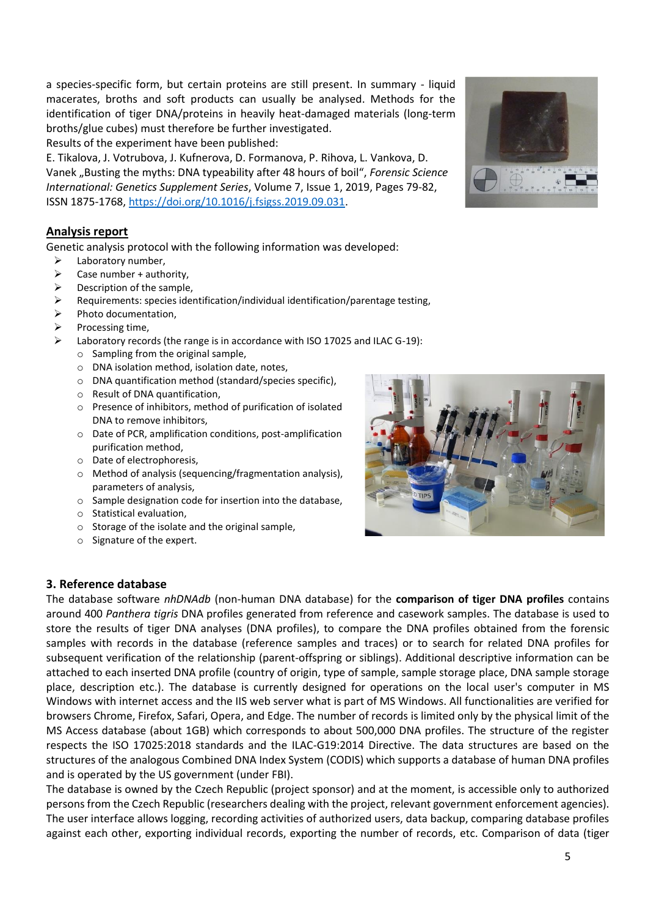a species-specific form, but certain proteins are still present. In summary - liquid macerates, broths and soft products can usually be analysed. Methods for the identification of tiger DNA/proteins in heavily heat-damaged materials (long-term broths/glue cubes) must therefore be further investigated.

Results of the experiment have been published:

E. Tikalova, J. Votrubova, J. Kufnerova, D. Formanova, P. Rihova, L. Vankova, D. Vanek „Busting the myths: DNA typeability after 48 hours of boil", *Forensic Science International: Genetics Supplement Series*, Volume 7, Issue 1, 2019, Pages 79-82, ISSN 1875-1768, https://doi.org/10.1016/j.fsigss.2019.09.031.

## Analysis report

Genetic analysis protocol with the following information was developed:

- Laboratory number,
- Case number + authority,
- Description of the sample,
- Requirements: species identification/individual identification/parentage testing,
- Photo documentation,
- Processing time,
- Laboratory records (the range is in accordance with ISO 17025 and ILAC G-19):
  - Sampling from the original sample,
  - DNA isolation method, isolation date, notes,
  - DNA quantification method (standard/species specific),
  - Result of DNA quantification,
  - Presence of inhibitors, method of purification of isolated DNA to remove inhibitors,
  - Date of PCR, amplification conditions, post-amplification purification method,
  - Date of electrophoresis,
  - Method of analysis (sequencing/fragmentation analysis), parameters of analysis,
  - Sample designation code for insertion into the database,
  - Statistical evaluation,
  - Storage of the isolate and the original sample,
  - Signature of the expert.

## 3. Reference database

The database software *nhDNAdb* (non-human DNA database) for the **comparison of tiger DNA profiles** contains around 400 *Panthera tigris* DNA profiles generated from reference and casework samples. The database is used to store the results of tiger DNA analyses (DNA profiles), to compare the DNA profiles obtained from the forensic samples with records in the database (reference samples and traces) or to search for related DNA profiles for subsequent verification of the relationship (parent-offspring or siblings). Additional descriptive information can be attached to each inserted DNA profile (country of origin, type of sample, sample storage place, DNA sample storage place, description etc.). The database is currently designed for operations on the local user's computer in MS Windows with internet access and the IIS web server what is part of MS Windows. All functionalities are verified for browsers Chrome, Firefox, Safari, Opera, and Edge. The number of records is limited only by the physical limit of the MS Access database (about 1GB) which corresponds to about 500,000 DNA profiles. The structure of the register respects the ISO 17025:2018 standards and the ILAC-G19:2014 Directive. The data structures are based on the structures of the analogous Combined DNA Index System (CODIS) which supports a database of human DNA profiles and is operated by the US government (under FBI).

The database is owned by the Czech Republic (project sponsor) and at the moment, is accessible only to authorized persons from the Czech Republic (researchers dealing with the project, relevant government enforcement agencies). The user interface allows logging, recording activities of authorized users, data backup, comparing database profiles against each other, exporting individual records, exporting the number of records, etc. Comparison of data (tiger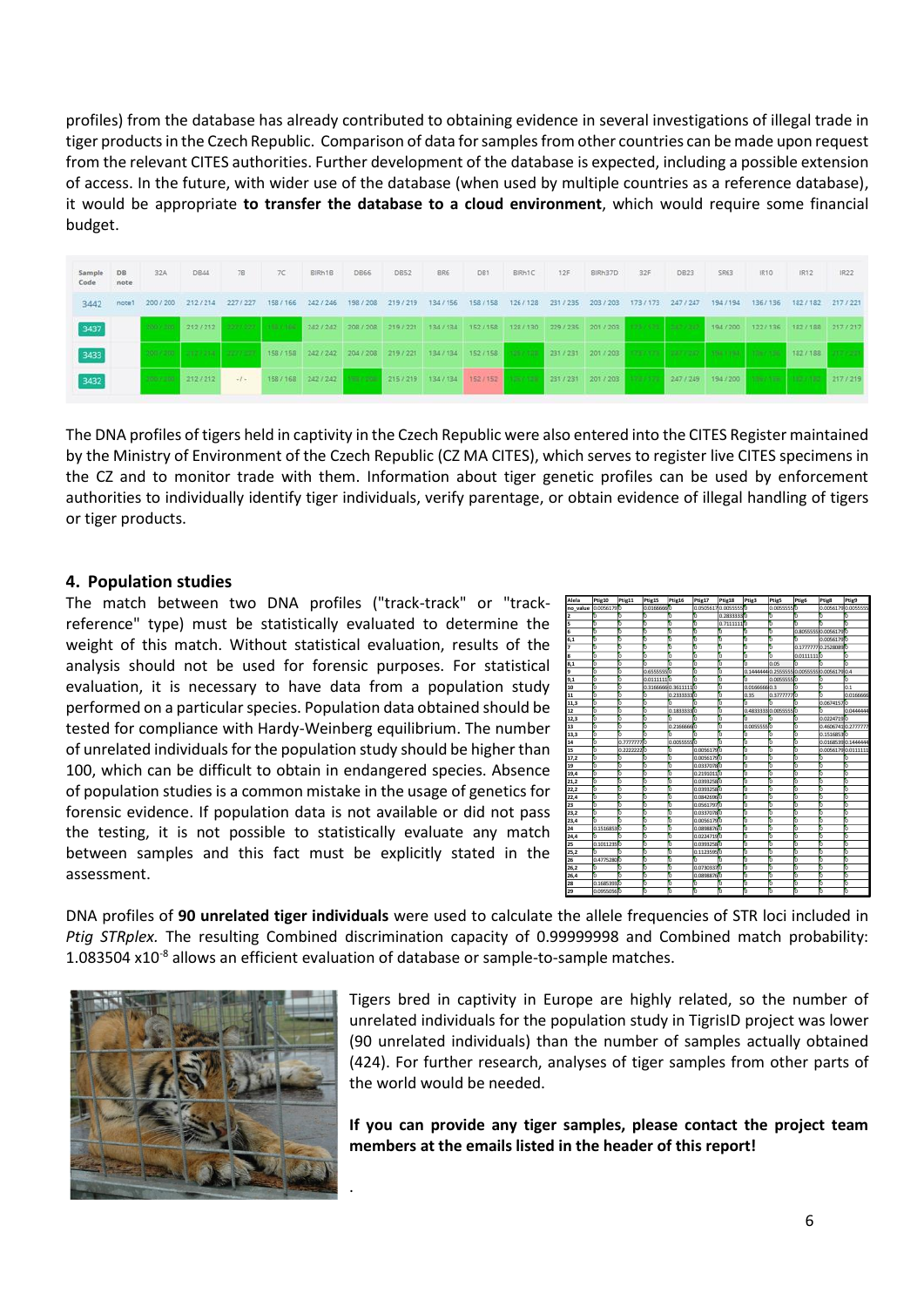profiles) from the database has already contributed to obtaining evidence in several investigations of illegal trade in tiger products in the Czech Republic. Comparison of data for samples from other countries can be made upon request from the relevant CITES authorities. Further development of the database is expected, including a possible extension of access. In the future, with wider use of the database (when used by multiple countries as a reference database), it would be appropriate **to transfer the database to a cloud environment**, which would require some financial budget.

| Sample Code | DB note | 32A | DB44 | 7B | 7C | BIRh1B | DB66 | DB52 | BR6 | D81 | BIRh1C | 12F | BIRh37D | 32F | DB23 | SR63 | IR10 | IR12 | IR22 |
|---|---|---|---|---|---|---|---|---|---|---|---|---|---|---|---|---|---|---|---|
| 3442 | note1 | 200 / 200 | 212 / 214 | 227 / 227 | 158 / 166 | 242 / 246 | 198 / 208 | 219 / 219 | 134 / 156 | 158 / 158 | 126 / 128 | 231 / 235 | 203 / 203 | 173 / 173 | 247 / 247 | 194 / 194 | 136 / 136 | 182 / 182 | 217 / 221 |
| 3437 | | 200 / 200 | 212 / 212 | 227 / 227 | 158 / 166 | 242 / 242 | 208 / 208 | 219 / 221 | 134 / 134 | 152 / 158 | 128 / 130 | 229 / 235 | 201 / 203 | 173 / 173 | 247 / 247 | 194 / 200 | 122 / 136 | 182 / 188 | 217 / 217 |
| 3433 | | 200 / 200 | 212 / 214 | 227 / 227 | 158 / 158 | 242 / 242 | 204 / 208 | 219 / 221 | 134 / 134 | 152 / 158 | 126 / 128 | 231 / 231 | 201 / 203 | 173 / 173 | 247 / 247 | 194 / 194 | 136 / 136 | 182 / 188 | 217 / 217 |
| 3432 | | 200 / 200 | 212 / 212 | - / - | 158 / 168 | 242 / 242 | 198 / 208 | 215 / 219 | 134 / 134 | 152 / 152 | 126 / 128 | 231 / 231 | 201 / 203 | 173 / 173 | 247 / 249 | 194 / 200 | 136 / 136 | 182 / 182 | 217 / 219 |

The DNA profiles of tigers held in captivity in the Czech Republic were also entered into the CITES Register maintained by the Ministry of Environment of the Czech Republic (CZ MA CITES), which serves to register live CITES specimens in the CZ and to monitor trade with them. Information about tiger genetic profiles can be used by enforcement authorities to individually identify tiger individuals, verify parentage, or obtain evidence of illegal handling of tigers or tiger products.

## 4. Population studies

The match between two DNA profiles ("track-track" or "track-reference" type) must be statistically evaluated to determine the weight of this match. Without statistical evaluation, results of the analysis should not be used for forensic purposes. For statistical evaluation, it is necessary to have data from a population study performed on a particular species. Population data obtained should be tested for compliance with Hardy-Weinberg equilibrium. The number of unrelated individuals for the population study should be higher than 100, which can be difficult to obtain in endangered species. Absence of population studies is a common mistake in the usage of genetics for forensic evidence. If population data is not available or did not pass the testing, it is not possible to statistically evaluate any match between samples and this fact must be explicitly stated in the assessment.

DNA profiles of **90 unrelated tiger individuals** were used to calculate the allele frequencies of STR loci included in *Ptig STRplex*. The resulting Combined discrimination capacity of 0.99999998 and Combined match probability: $1.083504 \times 10^{-8}$ allows an efficient evaluation of database or sample-to-sample matches.

Tigers bred in captivity in Europe are highly related, so the number of unrelated individuals for the population study in TigrisID project was lower (90 unrelated individuals) than the number of samples actually obtained (424). For further research, analyses of tiger samples from other parts of the world would be needed.

**If you can provide any tiger samples, please contact the project team members at the emails listed in the header of this report!**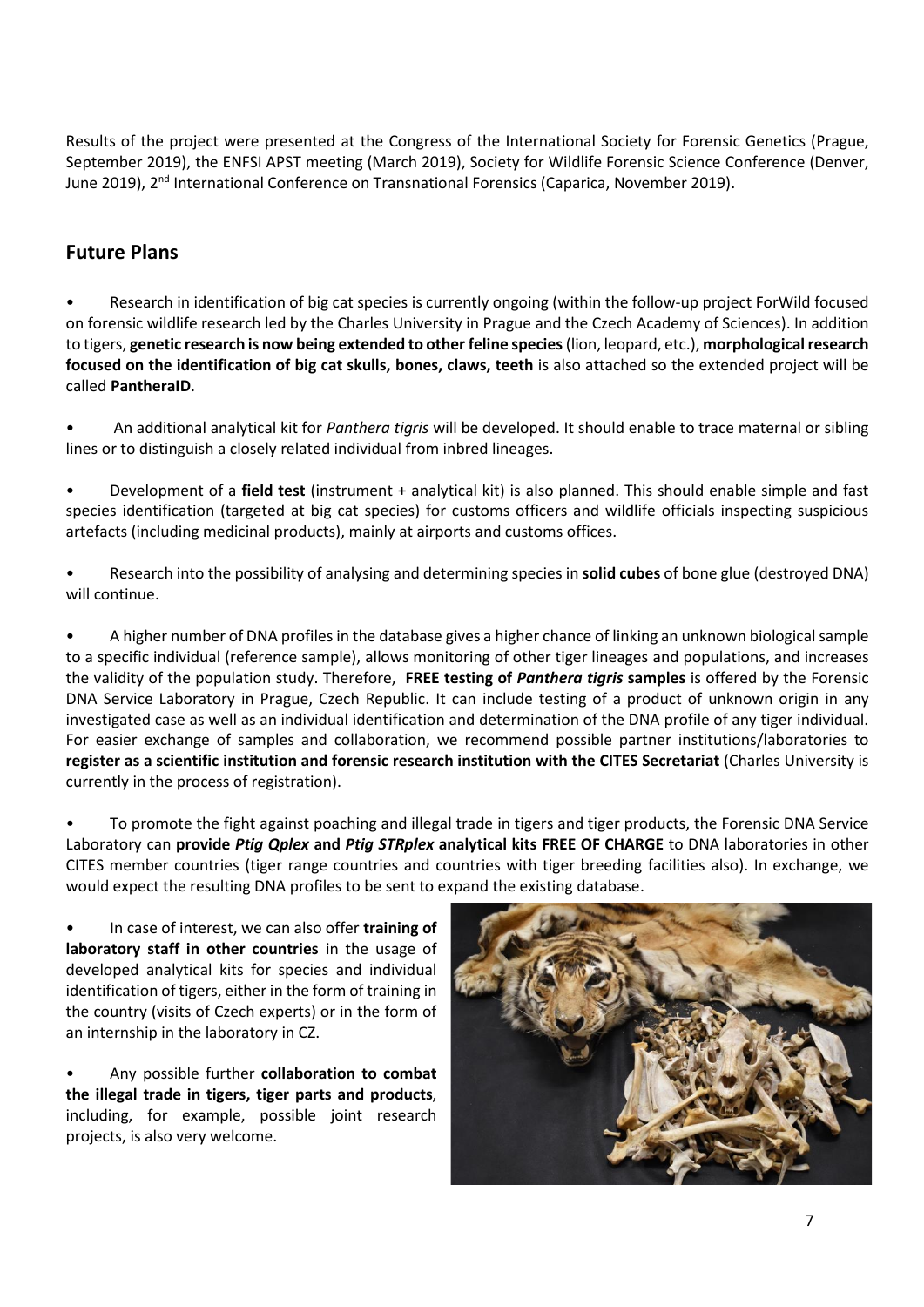Results of the project were presented at the Congress of the International Society for Forensic Genetics (Prague, September 2019), the ENFSI APST meeting (March 2019), Society for Wildlife Forensic Science Conference (Denver, June 2019), 2nd International Conference on Transnational Forensics (Caparica, November 2019).

## Future Plans

- Research in identification of big cat species is currently ongoing (within the follow-up project ForWild focused on forensic wildlife research led by the Charles University in Prague and the Czech Academy of Sciences). In addition to tigers, **genetic research is now being extended to other feline species** (lion, leopard, etc.), **morphological research focused on the identification of big cat skulls, bones, claws, teeth** is also attached so the extended project will be called **PantheraID**.

- An additional analytical kit for *Panthera tigris* will be developed. It should enable to trace maternal or sibling lines or to distinguish a closely related individual from inbred lineages.

- Development of a **field test** (instrument + analytical kit) is also planned. This should enable simple and fast species identification (targeted at big cat species) for customs officers and wildlife officials inspecting suspicious artefacts (including medicinal products), mainly at airports and customs offices.

- Research into the possibility of analysing and determining species in **solid cubes** of bone glue (destroyed DNA) will continue.

- A higher number of DNA profiles in the database gives a higher chance of linking an unknown biological sample to a specific individual (reference sample), allows monitoring of other tiger lineages and populations, and increases the validity of the population study. Therefore, **FREE testing of *Panthera tigris* samples** is offered by the Forensic DNA Service Laboratory in Prague, Czech Republic. It can include testing of a product of unknown origin in any investigated case as well as an individual identification and determination of the DNA profile of any tiger individual. For easier exchange of samples and collaboration, we recommend possible partner institutions/laboratories to **register as a scientific institution and forensic research institution with the CITES Secretariat** (Charles University is currently in the process of registration).

- To promote the fight against poaching and illegal trade in tigers and tiger products, the Forensic DNA Service Laboratory can **provide *Ptig Qplex* and *Ptig STRplex* analytical kits FREE OF CHARGE** to DNA laboratories in other CITES member countries (tiger range countries and countries with tiger breeding facilities also). In exchange, we would expect the resulting DNA profiles to be sent to expand the existing database.

- In case of interest, we can also offer **training of laboratory staff in other countries** in the usage of developed analytical kits for species and individual identification of tigers, either in the form of training in the country (visits of Czech experts) or in the form of an internship in the laboratory in CZ.

- Any possible further **collaboration to combat the illegal trade in tigers, tiger parts and products**, including, for example, possible joint research projects, is also very welcome.